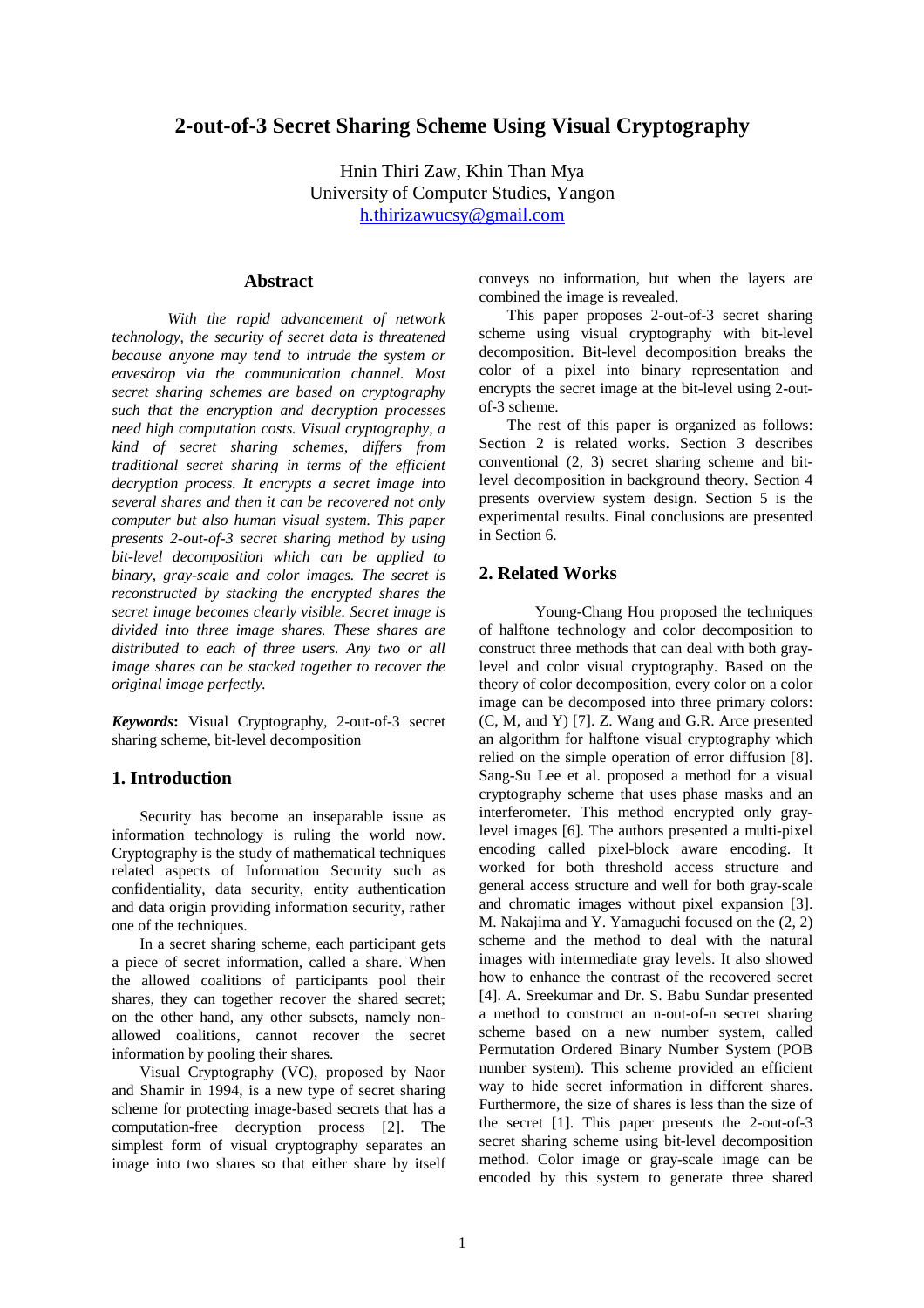# 2-out-of-3 Secret Sharing Scheme Using Visual Cryptography

Hnin Thiri Zaw, Khin Than Mya
University of Computer Studies, Yangon
h.thirizawucsy@gmail.com

## Abstract

*With the rapid advancement of network technology, the security of secret data is threatened because anyone may tend to intrude the system or eavesdrop via the communication channel. Most secret sharing schemes are based on cryptography such that the encryption and decryption processes need high computation costs. Visual cryptography, a kind of secret sharing schemes, differs from traditional secret sharing in terms of the efficient decryption process. It encrypts a secret image into several shares and then it can be recovered not only computer but also human visual system. This paper presents 2-out-of-3 secret sharing method by using bit-level decomposition which can be applied to binary, gray-scale and color images. The secret is reconstructed by stacking the encrypted shares the secret image becomes clearly visible. Secret image is divided into three image shares. These shares are distributed to each of three users. Any two or all image shares can be stacked together to recover the original image perfectly.*

***Keywords*:** Visual Cryptography, 2-out-of-3 secret sharing scheme, bit-level decomposition

## 1. Introduction

Security has become an inseparable issue as information technology is ruling the world now. Cryptography is the study of mathematical techniques related aspects of Information Security such as confidentiality, data security, entity authentication and data origin providing information security, rather one of the techniques.

In a secret sharing scheme, each participant gets a piece of secret information, called a share. When the allowed coalitions of participants pool their shares, they can together recover the shared secret; on the other hand, any other subsets, namely non-allowed coalitions, cannot recover the secret information by pooling their shares.

Visual Cryptography (VC), proposed by Naor and Shamir in 1994, is a new type of secret sharing scheme for protecting image-based secrets that has a computation-free decryption process [2]. The simplest form of visual cryptography separates an image into two shares so that either share by itself conveys no information, but when the layers are combined the image is revealed.

This paper proposes 2-out-of-3 secret sharing scheme using visual cryptography with bit-level decomposition. Bit-level decomposition breaks the color of a pixel into binary representation and encrypts the secret image at the bit-level using 2-out-of-3 scheme.

The rest of this paper is organized as follows: Section 2 is related works. Section 3 describes conventional (2, 3) secret sharing scheme and bit-level decomposition in background theory. Section 4 presents overview system design. Section 5 is the experimental results. Final conclusions are presented in Section 6.

## 2. Related Works

Young-Chang Hou proposed the techniques of halftone technology and color decomposition to construct three methods that can deal with both gray-level and color visual cryptography. Based on the theory of color decomposition, every color on a color image can be decomposed into three primary colors: (C, M, and Y) [7]. Z. Wang and G.R. Arce presented an algorithm for halftone visual cryptography which relied on the simple operation of error diffusion [8]. Sang-Su Lee et al. proposed a method for a visual cryptography scheme that uses phase masks and an interferometer. This method encrypted only gray-level images [6]. The authors presented a multi-pixel encoding called pixel-block aware encoding. It worked for both threshold access structure and general access structure and well for both gray-scale and chromatic images without pixel expansion [3]. M. Nakajima and Y. Yamaguchi focused on the (2, 2) scheme and the method to deal with the natural images with intermediate gray levels. It also showed how to enhance the contrast of the recovered secret [4]. A. Sreekumar and Dr. S. Babu Sundar presented a method to construct an n-out-of-n secret sharing scheme based on a new number system, called Permutation Ordered Binary Number System (POB number system). This scheme provided an efficient way to hide secret information in different shares. Furthermore, the size of shares is less than the size of the secret [1]. This paper presents the 2-out-of-3 secret sharing scheme using bit-level decomposition method. Color image or gray-scale image can be encoded by this system to generate three shared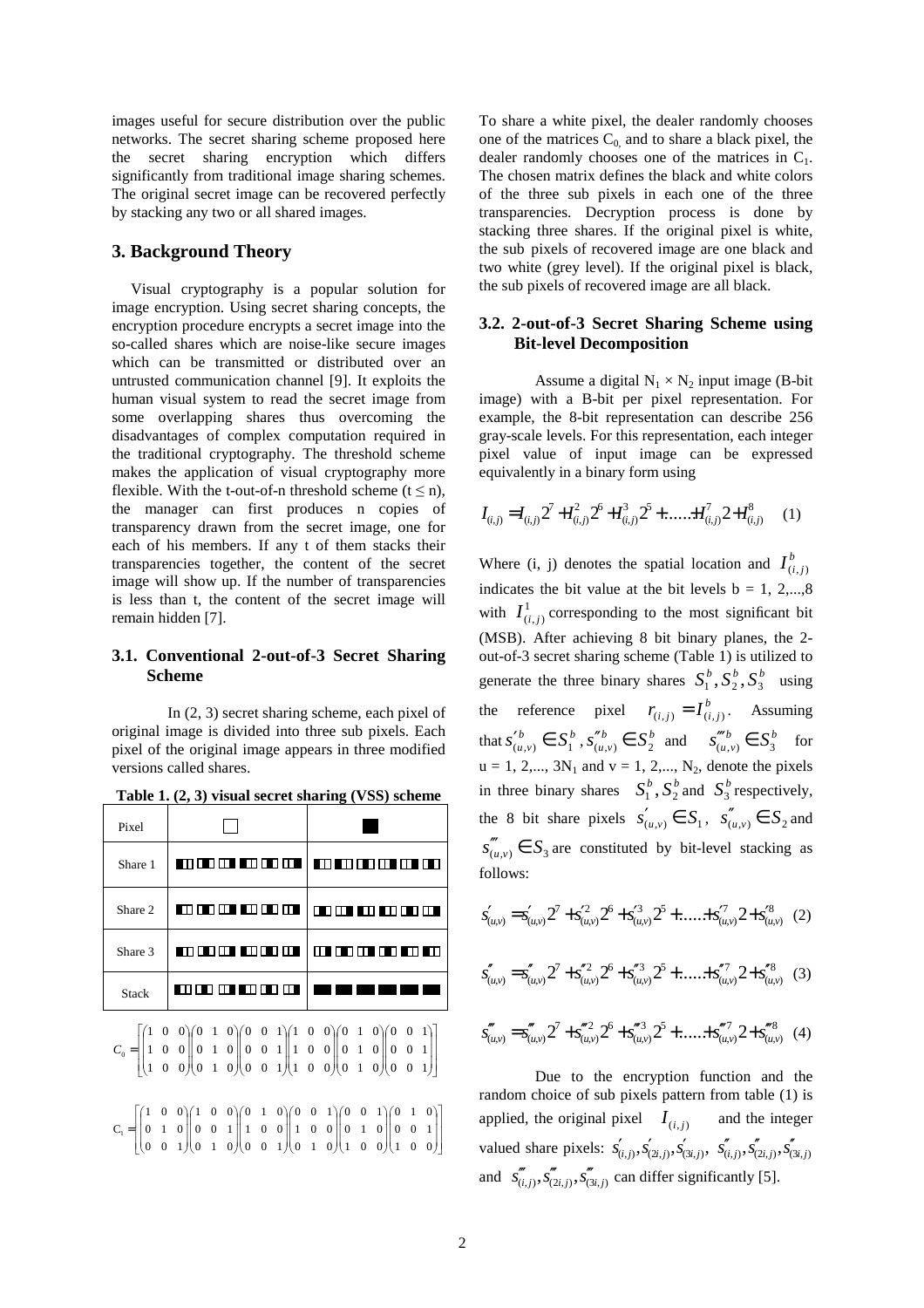images useful for secure distribution over the public networks. The secret sharing scheme proposed here the secret sharing encryption which differs significantly from traditional image sharing schemes. The original secret image can be recovered perfectly by stacking any two or all shared images.

## 3. Background Theory

Visual cryptography is a popular solution for image encryption. Using secret sharing concepts, the encryption procedure encrypts a secret image into the so-called shares which are noise-like secure images which can be transmitted or distributed over an untrusted communication channel [9]. It exploits the human visual system to read the secret image from some overlapping shares thus overcoming the disadvantages of complex computation required in the traditional cryptography. The threshold scheme makes the application of visual cryptography more flexible. With the t-out-of-n threshold scheme ($t \leq n$), the manager can first produces n copies of transparency drawn from the secret image, one for each of his members. If any t of them stacks their transparencies together, the content of the secret image will show up. If the number of transparencies is less than t, the content of the secret image will remain hidden [7].

### 3.1. Conventional 2-out-of-3 Secret Sharing Scheme

In (2, 3) secret sharing scheme, each pixel of original image is divided into three sub pixels. Each pixel of the original image appears in three modified versions called shares.

**Table 1. (2, 3) visual secret sharing (VSS) scheme**

| Pixel | □ | ■ |
|---|---|---|
| Share 1 | ■□□ □■□ □□■ ■□□ □■□ □□■ | ■□□ ■□□ □■□ □□■ □□■ □■□ |
| Share 2 | ■□□ □■□ □□■ ■□□ □■□ □□■ | □■□ □□■ ■□□ ■□□ □■□ □□■ |
| Share 3 | ■□□ □■□ □□■ ■□□ □■□ □□■ | □□■ □■□ □□■ □■□ ■□□ ■□□ |
| Stack | ■□□ □■□ □□■ ■□□ □■□ □□■ | ■■■ ■■■ ■■■ ■■■ ■■■ ■■■ |

$$C_0 = \left[\begin{pmatrix}1&0&0\\1&0&0\\1&0&0\end{pmatrix}\begin{pmatrix}0&1&0\\0&1&0\\0&1&0\end{pmatrix}\begin{pmatrix}0&0&1\\0&0&1\\0&0&1\end{pmatrix}\begin{pmatrix}1&0&0\\1&0&0\\1&0&0\end{pmatrix}\begin{pmatrix}0&1&0\\0&1&0\\0&1&0\end{pmatrix}\begin{pmatrix}0&0&1\\0&0&1\\0&0&1\end{pmatrix}\right]$$

$$C_1 = \left[\begin{pmatrix}1&0&0\\0&1&0\\0&0&1\end{pmatrix}\begin{pmatrix}1&0&0\\0&0&1\\0&1&0\end{pmatrix}\begin{pmatrix}0&1&0\\1&0&0\\0&0&1\end{pmatrix}\begin{pmatrix}0&0&1\\1&0&0\\0&1&0\end{pmatrix}\begin{pmatrix}0&0&1\\0&1&0\\1&0&0\end{pmatrix}\begin{pmatrix}0&1&0\\0&0&1\\1&0&0\end{pmatrix}\right]$$

To share a white pixel, the dealer randomly chooses one of the matrices $C_0$, and to share a black pixel, the dealer randomly chooses one of the matrices in $C_1$. The chosen matrix defines the black and white colors of the three sub pixels in each one of the three transparencies. Decryption process is done by stacking three shares. If the original pixel is white, the sub pixels of recovered image are one black and two white (grey level). If the original pixel is black, the sub pixels of recovered image are all black.

### 3.2. 2-out-of-3 Secret Sharing Scheme using Bit-level Decomposition

Assume a digital $N_1 \times N_2$ input image (B-bit image) with a B-bit per pixel representation. For example, the 8-bit representation can describe 256 gray-scale levels. For this representation, each integer pixel value of input image can be expressed equivalently in a binary form using

$$I_{(i,j)} = I^1_{(i,j)}2^7 + I^2_{(i,j)}2^6 + I^3_{(i,j)}2^5 + ......+ I^7_{(i,j)}2 + I^8_{(i,j)} \quad (1)$$

Where (i, j) denotes the spatial location and $I^b_{(i,j)}$ indicates the bit value at the bit levels b = 1, 2,...,8 with $I^1_{(i,j)}$ corresponding to the most significant bit (MSB). After achieving 8 bit binary planes, the 2-out-of-3 secret sharing scheme (Table 1) is utilized to generate the three binary shares $S^b_1, S^b_2, S^b_3$ using the reference pixel $r_{(i,j)} = I^b_{(i,j)}$. Assuming that $s'^b_{(u,v)} \in S^b_1$, $s''^b_{(u,v)} \in S^b_2$ and $s'''^b_{(u,v)} \in S^b_3$ for u = 1, 2,..., $3N_1$ and v = 1, 2,..., $N_2$, denote the pixels in three binary shares $S^b_1, S^b_2$ and $S^b_3$ respectively, the 8 bit share pixels $s'_{(u,v)} \in S_1$, $s''_{(u,v)} \in S_2$ and $s'''_{(u,v)} \in S_3$ are constituted by bit-level stacking as follows:

$$s'_{(u,v)} = s'_{(u,v)}2^7 + s'^2_{(u,v)}2^6 + s'^3_{(u,v)}2^5 + ......+ s'^7_{(u,v)}2 + s'^8_{(u,v)} \quad (2)$$

$$s''_{(u,v)} = s''_{(u,v)}2^7 + s''^2_{(u,v)}2^6 + s''^3_{(u,v)}2^5 + ......+ s''^7_{(u,v)}2 + s''^8_{(u,v)} \quad (3)$$

$$s'''_{(u,v)} = s'''_{(u,v)}2^7 + s'''^2_{(u,v)}2^6 + s'''^3_{(u,v)}2^5 + ......+ s'''^7_{(u,v)}2 + s'''^8_{(u,v)} \quad (4)$$

Due to the encryption function and the random choice of sub pixels pattern from table (1) is applied, the original pixel $I_{(i,j)}$ and the integer valued share pixels: $s'_{(i,j)}, s'_{(2i,j)}, s'_{(3i,j)}$, $s''_{(i,j)}, s''_{(2i,j)}, s''_{(3i,j)}$ and $s'''_{(i,j)}, s'''_{(2i,j)}, s'''_{(3i,j)}$ can differ significantly [5].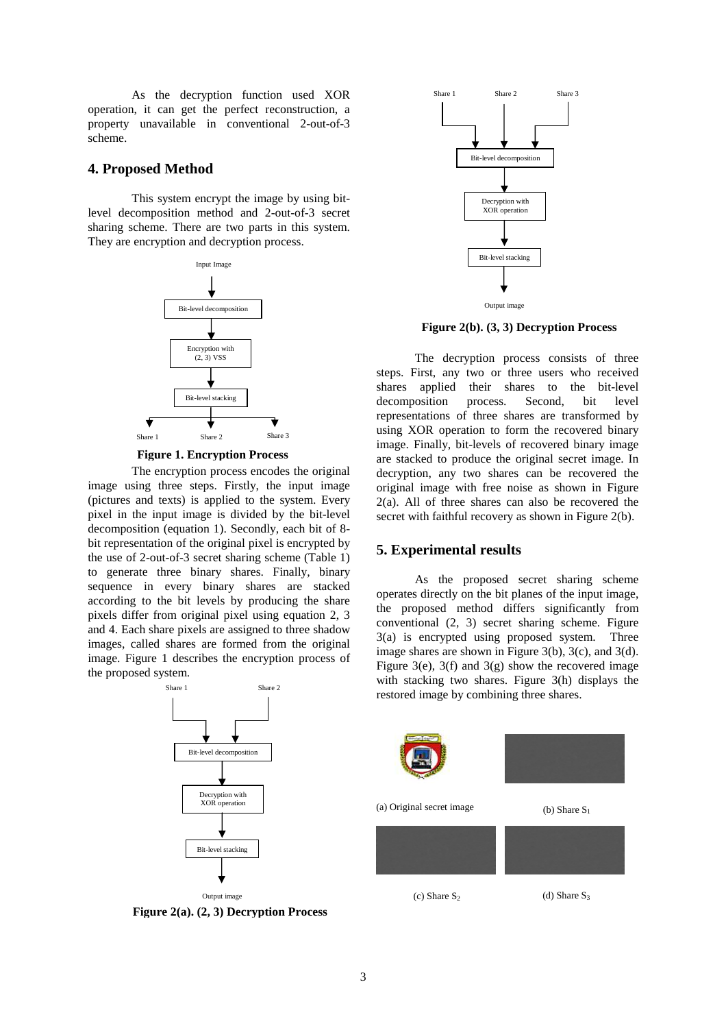As the decryption function used XOR operation, it can get the perfect reconstruction, a property unavailable in conventional 2-out-of-3 scheme.

## 4. Proposed Method

This system encrypt the image by using bit-level decomposition method and 2-out-of-3 secret sharing scheme. There are two parts in this system. They are encryption and decryption process.

Input Image → Bit-level decomposition → Encryption with (2, 3) VSS → Bit-level stacking → Share 1, Share 2, Share 3

**Figure 1. Encryption Process**

The encryption process encodes the original image using three steps. Firstly, the input image (pictures and texts) is applied to the system. Every pixel in the input image is divided by the bit-level decomposition (equation 1). Secondly, each bit of 8-bit representation of the original pixel is encrypted by the use of 2-out-of-3 secret sharing scheme (Table 1) to generate three binary shares. Finally, binary sequence in every binary shares are stacked according to the bit levels by producing the share pixels differ from original pixel using equation 2, 3 and 4. Each share pixels are assigned to three shadow images, called shares are formed from the original image. Figure 1 describes the encryption process of the proposed system.

Share 1, Share 2 → Bit-level decomposition → Decryption with XOR operation → Bit-level stacking → Output image

**Figure 2(a). (2, 3) Decryption Process**

Share 1, Share 2, Share 3 → Bit-level decomposition → Decryption with XOR operation → Bit-level stacking → Output image

**Figure 2(b). (3, 3) Decryption Process**

The decryption process consists of three steps. First, any two or three users who received shares applied their shares to the bit-level decomposition process. Second, bit level representations of three shares are transformed by using XOR operation to form the recovered binary image. Finally, bit-levels of recovered binary image are stacked to produce the original secret image. In decryption, any two shares can be recovered the original image with free noise as shown in Figure 2(a). All of three shares can also be recovered the secret with faithful recovery as shown in Figure 2(b).

## 5. Experimental results

As the proposed secret sharing scheme operates directly on the bit planes of the input image, the proposed method differs significantly from conventional (2, 3) secret sharing scheme. Figure 3(a) is encrypted using proposed system. Three image shares are shown in Figure 3(b), 3(c), and 3(d). Figure 3(e), 3(f) and 3(g) show the recovered image with stacking two shares. Figure 3(h) displays the restored image by combining three shares.

(a) Original secret image

(b) Share $S_1$

(c) Share $S_2$

(d) Share $S_3$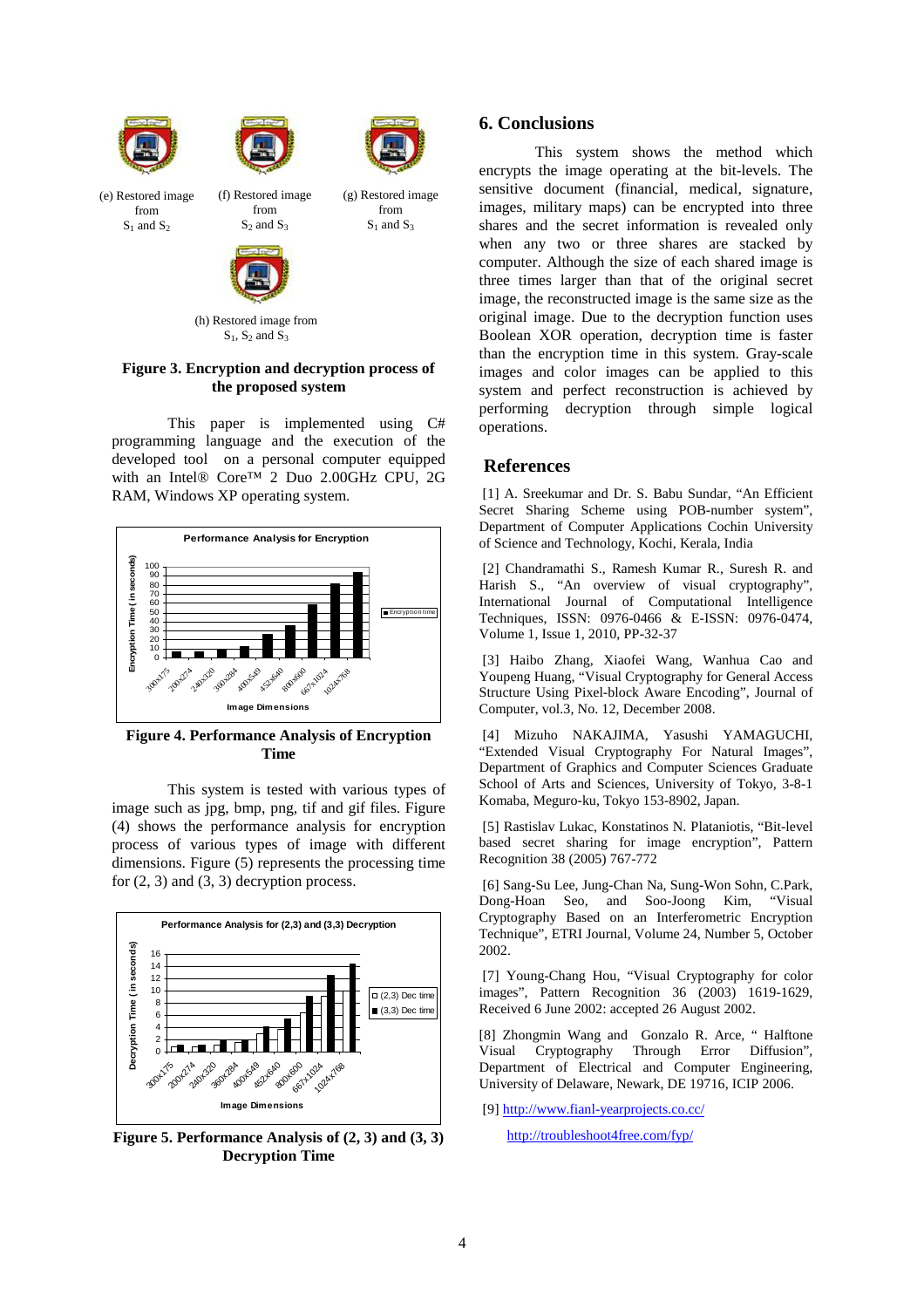(e) Restored image from $S_1$ and $S_2$

(f) Restored image from $S_2$ and $S_3$

(g) Restored image from $S_1$ and $S_3$

(h) Restored image from $S_1$, $S_2$ and $S_3$

**Figure 3. Encryption and decryption process of the proposed system**

This paper is implemented using C# programming language and the execution of the developed tool on a personal computer equipped with an Intel® Core™ 2 Duo 2.00GHz CPU, 2G RAM, Windows XP operating system.

Performance Analysis for Encryption

Encryption Time (in seconds)

100
90
80
70
60
50
40
30
20
10
0

300x175 200x274 240x320 360x284 400x549 452x640 800x600 667x1024 1024x768

Image Dimensions

Encryption time

**Figure 4. Performance Analysis of Encryption Time**

This system is tested with various types of image such as jpg, bmp, png, tif and gif files. Figure (4) shows the performance analysis for encryption process of various types of image with different dimensions. Figure (5) represents the processing time for (2, 3) and (3, 3) decryption process.

Performance Analysis for (2,3) and (3,3) Decryption

Decryption Time (in seconds)

16
14
12
10
8
6
4
2
0

300x175 200x274 240x320 360x284 400x549 452x640 800x600 667x1024 1024x768

Image Dimensions

(2,3) Dec time
(3,3) Dec time

**Figure 5. Performance Analysis of (2, 3) and (3, 3) Decryption Time**

## 6. Conclusions

This system shows the method which encrypts the image operating at the bit-levels. The sensitive document (financial, medical, signature, images, military maps) can be encrypted into three shares and the secret information is revealed only when any two or three shares are stacked by computer. Although the size of each shared image is three times larger than that of the original secret image, the reconstructed image is the same size as the original image. Due to the decryption function uses Boolean XOR operation, decryption time is faster than the encryption time in this system. Gray-scale images and color images can be applied to this system and perfect reconstruction is achieved by performing decryption through simple logical operations.

## References

[1] A. Sreekumar and Dr. S. Babu Sundar, "An Efficient Secret Sharing Scheme using POB-number system", Department of Computer Applications Cochin University of Science and Technology, Kochi, Kerala, India

[2] Chandramathi S., Ramesh Kumar R., Suresh R. and Harish S., "An overview of visual cryptography", International Journal of Computational Intelligence Techniques, ISSN: 0976-0466 & E-ISSN: 0976-0474, Volume 1, Issue 1, 2010, PP-32-37

[3] Haibo Zhang, Xiaofei Wang, Wanhua Cao and Youpeng Huang, "Visual Cryptography for General Access Structure Using Pixel-block Aware Encoding", Journal of Computer, vol.3, No. 12, December 2008.

[4] Mizuho NAKAJIMA, Yasushi YAMAGUCHI, "Extended Visual Cryptography For Natural Images", Department of Graphics and Computer Sciences Graduate School of Arts and Sciences, University of Tokyo, 3-8-1 Komaba, Meguro-ku, Tokyo 153-8902, Japan.

[5] Rastislav Lukac, Konstatinos N. Plataniotis, "Bit-level based secret sharing for image encryption", Pattern Recognition 38 (2005) 767-772

[6] Sang-Su Lee, Jung-Chan Na, Sung-Won Sohn, C.Park, Dong-Hoan Seo, and Soo-Joong Kim, "Visual Cryptography Based on an Interferometric Encryption Technique", ETRI Journal, Volume 24, Number 5, October 2002.

[7] Young-Chang Hou, "Visual Cryptography for color images", Pattern Recognition 36 (2003) 1619-1629, Received 6 June 2002: accepted 26 August 2002.

[8] Zhongmin Wang and Gonzalo R. Arce, " Halftone Visual Cryptography Through Error Diffusion", Department of Electrical and Computer Engineering, University of Delaware, Newark, DE 19716, ICIP 2006.

[9] http://www.fianl-yearprojects.co.cc/

http://troubleshoot4free.com/fyp/